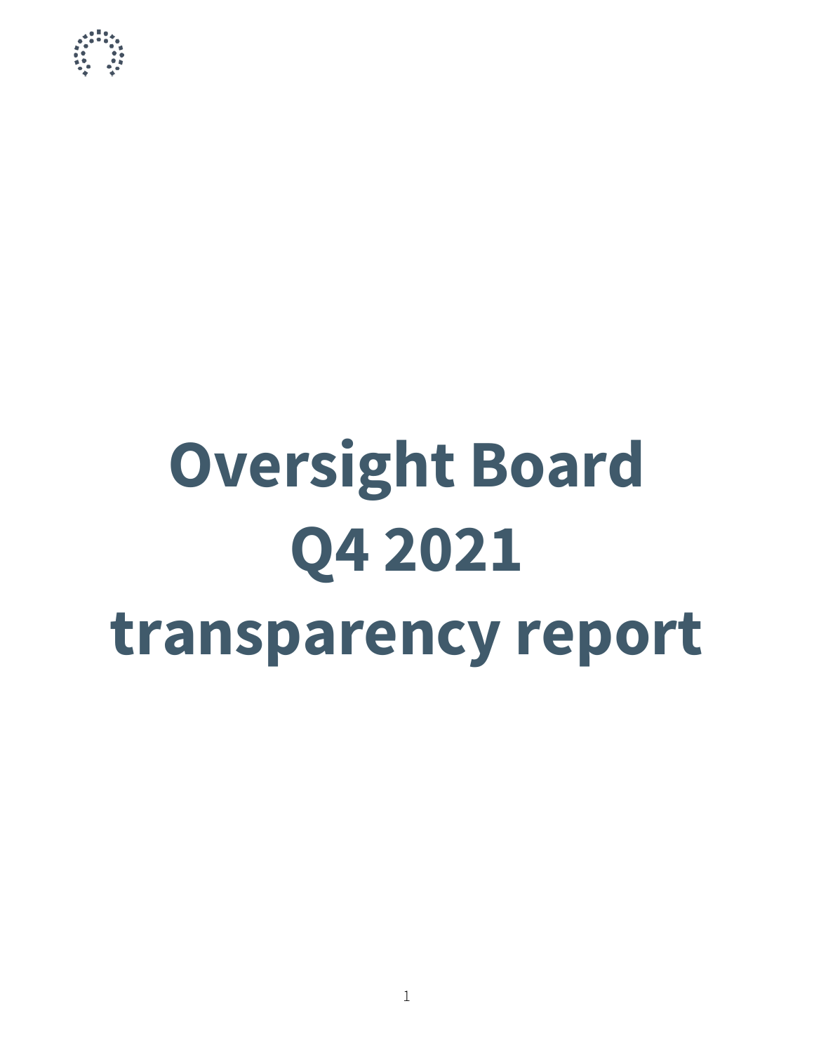# Oversight Board Q4 2021 transparency report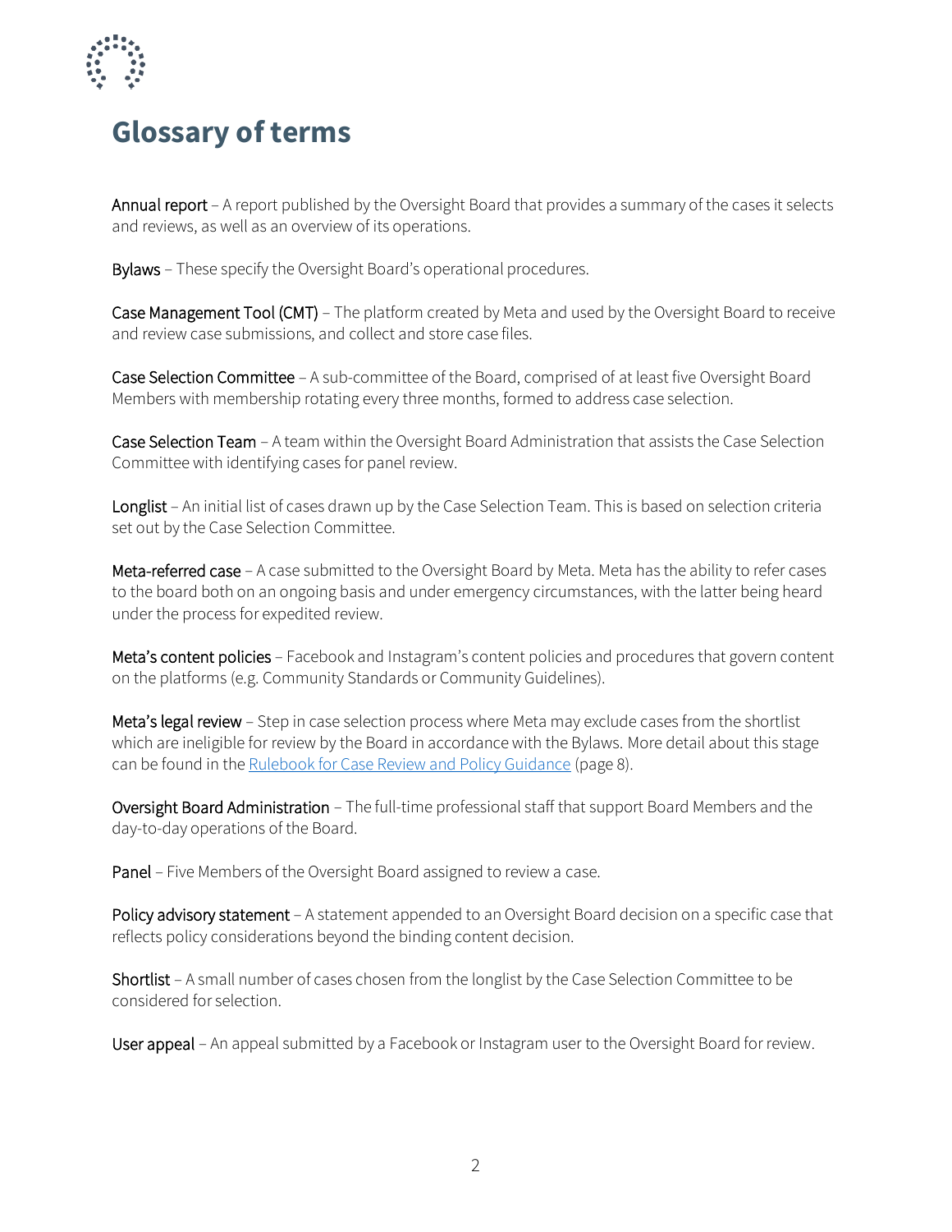# Glossary of terms

Annual report – A report published by the Oversight Board that provides a summary of the cases it selects and reviews, as well as an overview of its operations.

Bylaws – These specify the Oversight Board's operational procedures.

Case Management Tool (CMT) – The platform created by Meta and used by the Oversight Board to receive and review case submissions, and collect and store case files.

Case Selection Committee – A sub-committee of the Board, comprised of at least five Oversight Board Members with membership rotating every three months, formed to address case selection.

Case Selection Team – A team within the Oversight Board Administration that assists the Case Selection Committee with identifying cases for panel review.

Longlist – An initial list of cases drawn up by the Case Selection Team. This is based on selection criteria set out by the Case Selection Committee.

Meta-referred case – A case submitted to the Oversight Board by Meta. Meta has the ability to refer cases to the board both on an ongoing basis and under emergency circumstances, with the latter being heard under the process for expedited review.

Meta's content policies – Facebook and Instagram's content policies and procedures that govern content on the platforms (e.g. Community Standards or Community Guidelines).

Meta's legal review – Step in case selection process where Meta may exclude cases from the shortlist which are ineligible for review by the Board in accordance with the Bylaws. More detail about this stage can be found in the Rulebook for Case Review and Policy Guidance (page 8).

Oversight Board Administration – The full-time professional staff that support Board Members and the day-to-day operations of the Board.

Panel – Five Members of the Oversight Board assigned to review a case.

Policy advisory statement – A statement appended to an Oversight Board decision on a specific case that reflects policy considerations beyond the binding content decision.

Shortlist – A small number of cases chosen from the longlist by the Case Selection Committee to be considered for selection.

User appeal – An appeal submitted by a Facebook or Instagram user to the Oversight Board for review.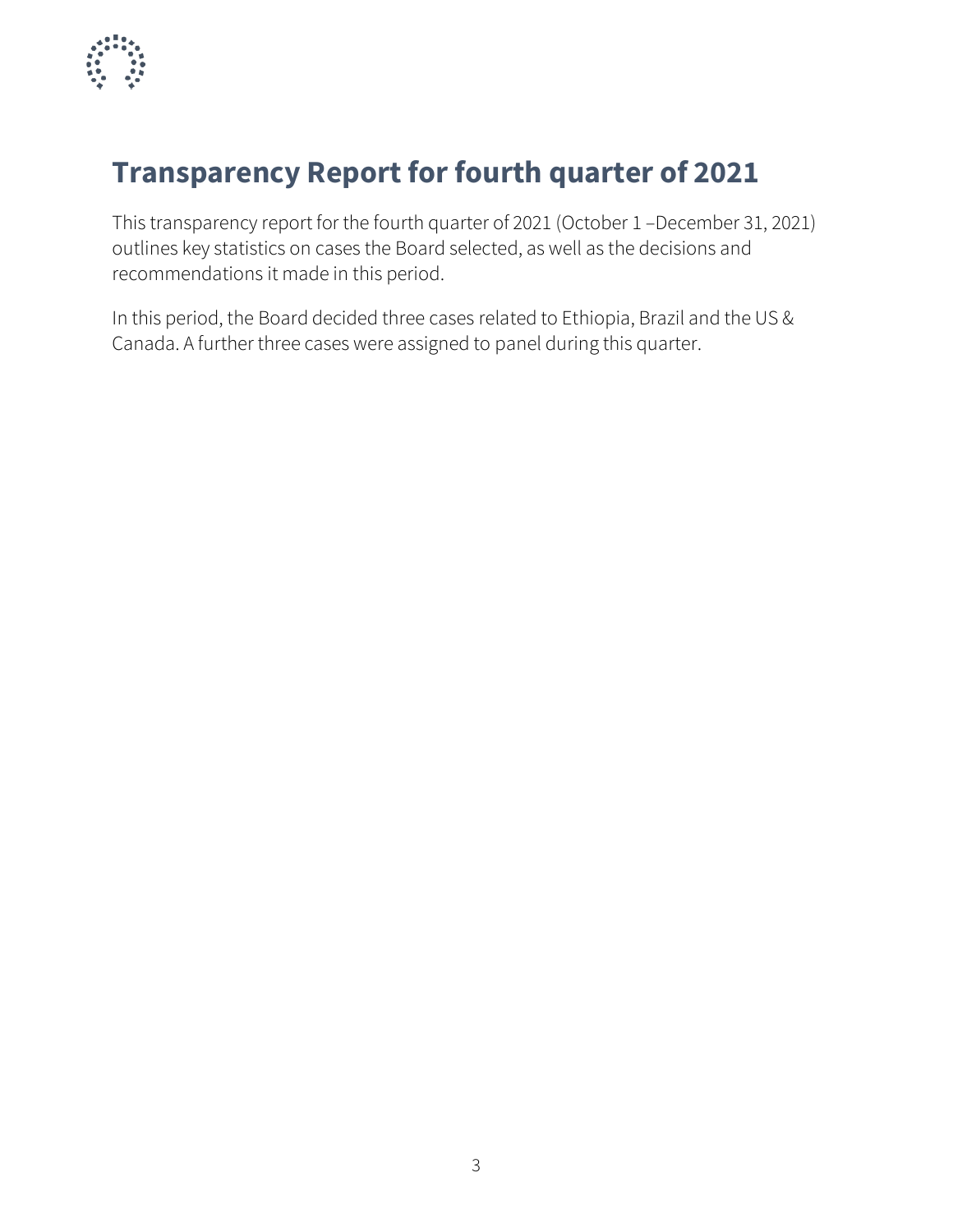# Transparency Report for fourth quarter of 2021

This transparency report for the fourth quarter of 2021 (October 1 –December 31, 2021) outlines key statistics on cases the Board selected, as well as the decisions and recommendations it made in this period.

In this period, the Board decided three cases related to Ethiopia, Brazil and the US & Canada. A further three cases were assigned to panel during this quarter.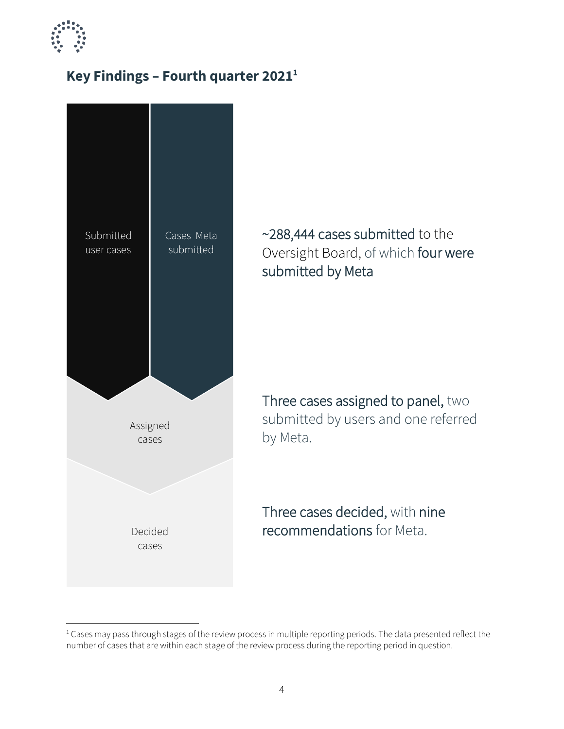## Key Findings – Fourth quarter 2021[1]

Submitted user cases

Cases Meta submitted

~288,444 cases submitted to the Oversight Board, of which four were submitted by Meta

Assigned cases

Three cases assigned to panel, two submitted by users and one referred by Meta.

Decided cases

Three cases decided, with nine recommendations for Meta.

[1] Cases may pass through stages of the review process in multiple reporting periods. The data presented reflect the number of cases that are within each stage of the review process during the reporting period in question.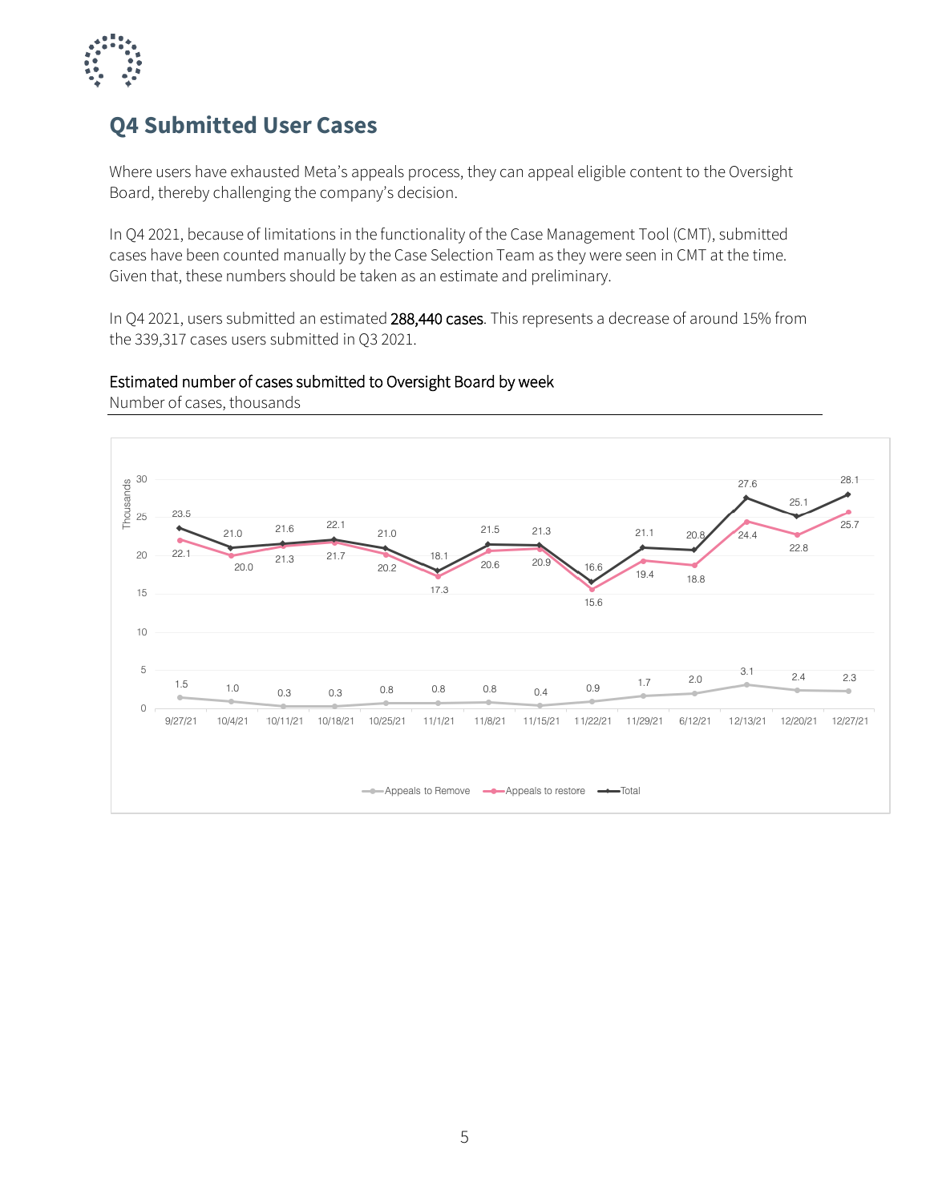## Q4 Submitted User Cases

Where users have exhausted Meta's appeals process, they can appeal eligible content to the Oversight Board, thereby challenging the company's decision.

In Q4 2021, because of limitations in the functionality of the Case Management Tool (CMT), submitted cases have been counted manually by the Case Selection Team as they were seen in CMT at the time. Given that, these numbers should be taken as an estimate and preliminary.

In Q4 2021, users submitted an estimated **288,440 cases**. This represents a decrease of around 15% from the 339,317 cases users submitted in Q3 2021.

Estimated number of cases submitted to Oversight Board by week

Number of cases, thousands

| Week | Appeals to Remove | Appeals to restore | Total |
|---|---|---|---|
| 9/27/21 | 1.5 | 22.1 | 23.5 |
| 10/4/21 | 1.0 | 20.0 | 21.0 |
| 10/11/21 | 0.3 | 21.3 | 21.6 |
| 10/18/21 | 0.3 | 21.7 | 22.1 |
| 10/25/21 | 0.8 | 20.2 | 21.0 |
| 11/1/21 | 0.8 | 17.3 | 18.1 |
| 11/8/21 | 0.8 | 20.6 | 21.5 |
| 11/15/21 | 0.4 | 20.9 | 21.3 |
| 11/22/21 | 0.9 | 15.6 | 16.6 |
| 11/29/21 | 1.7 | 19.4 | 21.1 |
| 6/12/21 | 2.0 | 18.8 | 20.8 |
| 12/13/21 | 3.1 | 24.4 | 27.6 |
| 12/20/21 | 2.4 | 22.8 | 25.1 |
| 12/27/21 | 2.3 | 25.7 | 28.1 |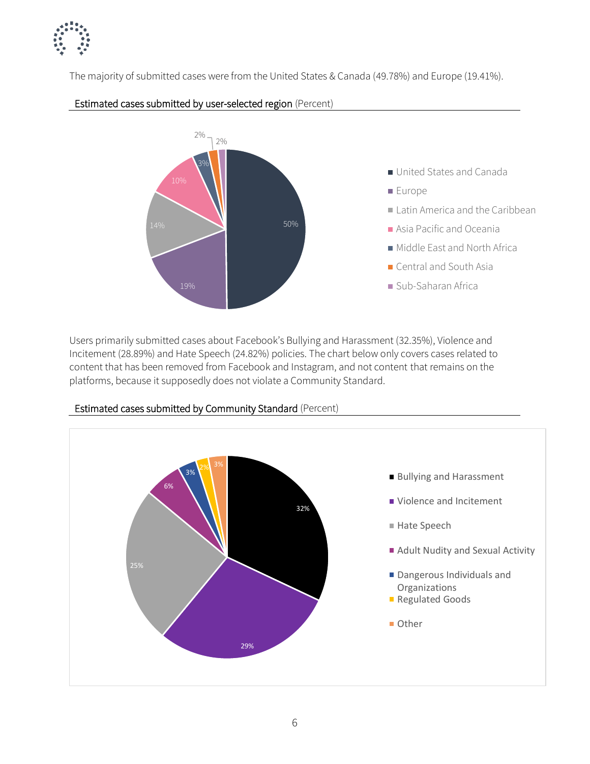The majority of submitted cases were from the United States & Canada (49.78%) and Europe (19.41%).

Estimated cases submitted by user-selected region (Percent)

| Region | Percent |
|---|---|
| United States and Canada | 50% |
| Europe | 19% |
| Latin America and the Caribbean | 14% |
| Asia Pacific and Oceania | 10% |
| Middle East and North Africa | 3% |
| Central and South Asia | 2% |
| Sub-Saharan Africa | 2% |

Users primarily submitted cases about Facebook's Bullying and Harassment (32.35%), Violence and Incitement (28.89%) and Hate Speech (24.82%) policies. The chart below only covers cases related to content that has been removed from Facebook and Instagram, and not content that remains on the platforms, because it supposedly does not violate a Community Standard.

Estimated cases submitted by Community Standard (Percent)

| Community Standard | Percent |
|---|---|
| Bullying and Harassment | 32% |
| Violence and Incitement | 29% |
| Hate Speech | 25% |
| Adult Nudity and Sexual Activity | 6% |
| Dangerous Individuals and Organizations | 3% |
| Regulated Goods | 2% |
| Other | 3% |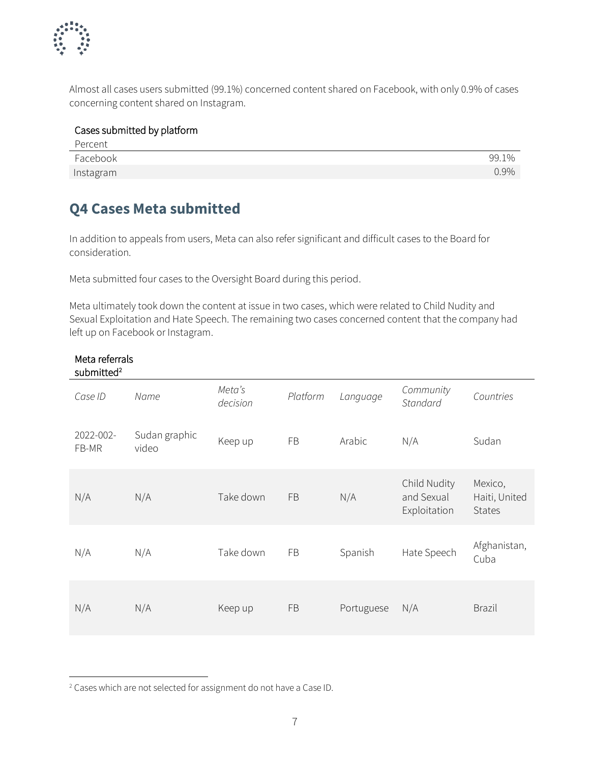Almost all cases users submitted (99.1%) concerned content shared on Facebook, with only 0.9% of cases concerning content shared on Instagram.

Cases submitted by platform

| Percent | |
|---|---|
| Facebook | 99.1% |
| Instagram | 0.9% |

## Q4 Cases Meta submitted

In addition to appeals from users, Meta can also refer significant and difficult cases to the Board for consideration.

Meta submitted four cases to the Oversight Board during this period.

Meta ultimately took down the content at issue in two cases, which were related to Child Nudity and Sexual Exploitation and Hate Speech. The remaining two cases concerned content that the company had left up on Facebook or Instagram.

Meta referrals submitted[2]

| *Case ID* | *Name* | *Meta's decision* | *Platform* | *Language* | *Community Standard* | *Countries* |
|---|---|---|---|---|---|---|
| 2022-002-FB-MR | Sudan graphic video | Keep up | FB | Arabic | N/A | Sudan |
| N/A | N/A | Take down | FB | N/A | Child Nudity and Sexual Exploitation | Mexico, Haiti, United States |
| N/A | N/A | Take down | FB | Spanish | Hate Speech | Afghanistan, Cuba |
| N/A | N/A | Keep up | FB | Portuguese | N/A | Brazil |

[2] Cases which are not selected for assignment do not have a Case ID.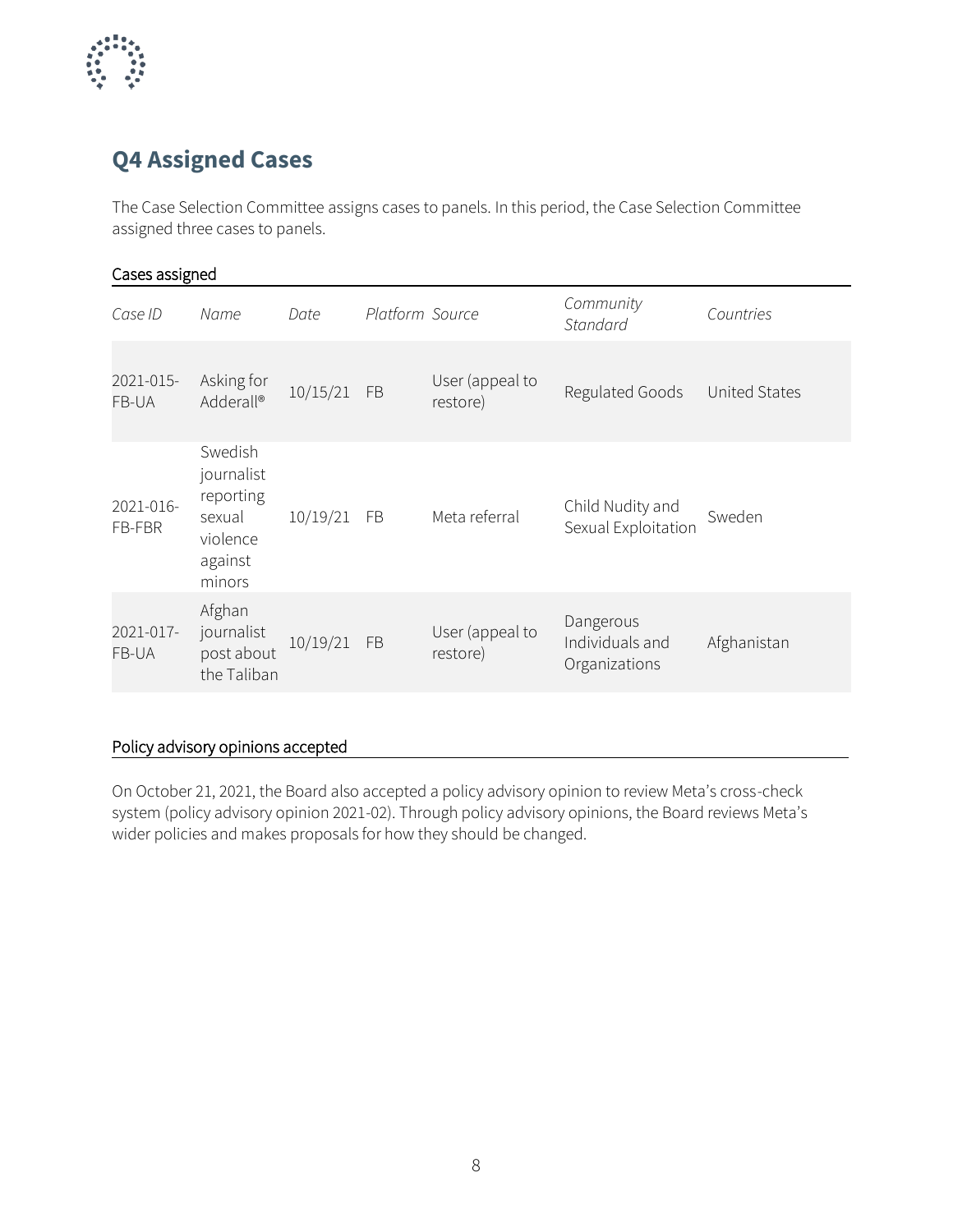## Q4 Assigned Cases

The Case Selection Committee assigns cases to panels. In this period, the Case Selection Committee assigned three cases to panels.

### Cases assigned

| *Case ID* | *Name* | *Date* | *Platform* | *Source* | *Community Standard* | *Countries* |
|---|---|---|---|---|---|---|
| 2021-015-FB-UA | Asking for Adderall® | 10/15/21 | FB | User (appeal to restore) | Regulated Goods | United States |
| 2021-016-FB-FBR | Swedish journalist reporting sexual violence against minors | 10/19/21 | FB | Meta referral | Child Nudity and Sexual Exploitation | Sweden |
| 2021-017-FB-UA | Afghan journalist post about the Taliban | 10/19/21 | FB | User (appeal to restore) | Dangerous Individuals and Organizations | Afghanistan |

### Policy advisory opinions accepted

On October 21, 2021, the Board also accepted a policy advisory opinion to review Meta's cross-check system (policy advisory opinion 2021-02). Through policy advisory opinions, the Board reviews Meta's wider policies and makes proposals for how they should be changed.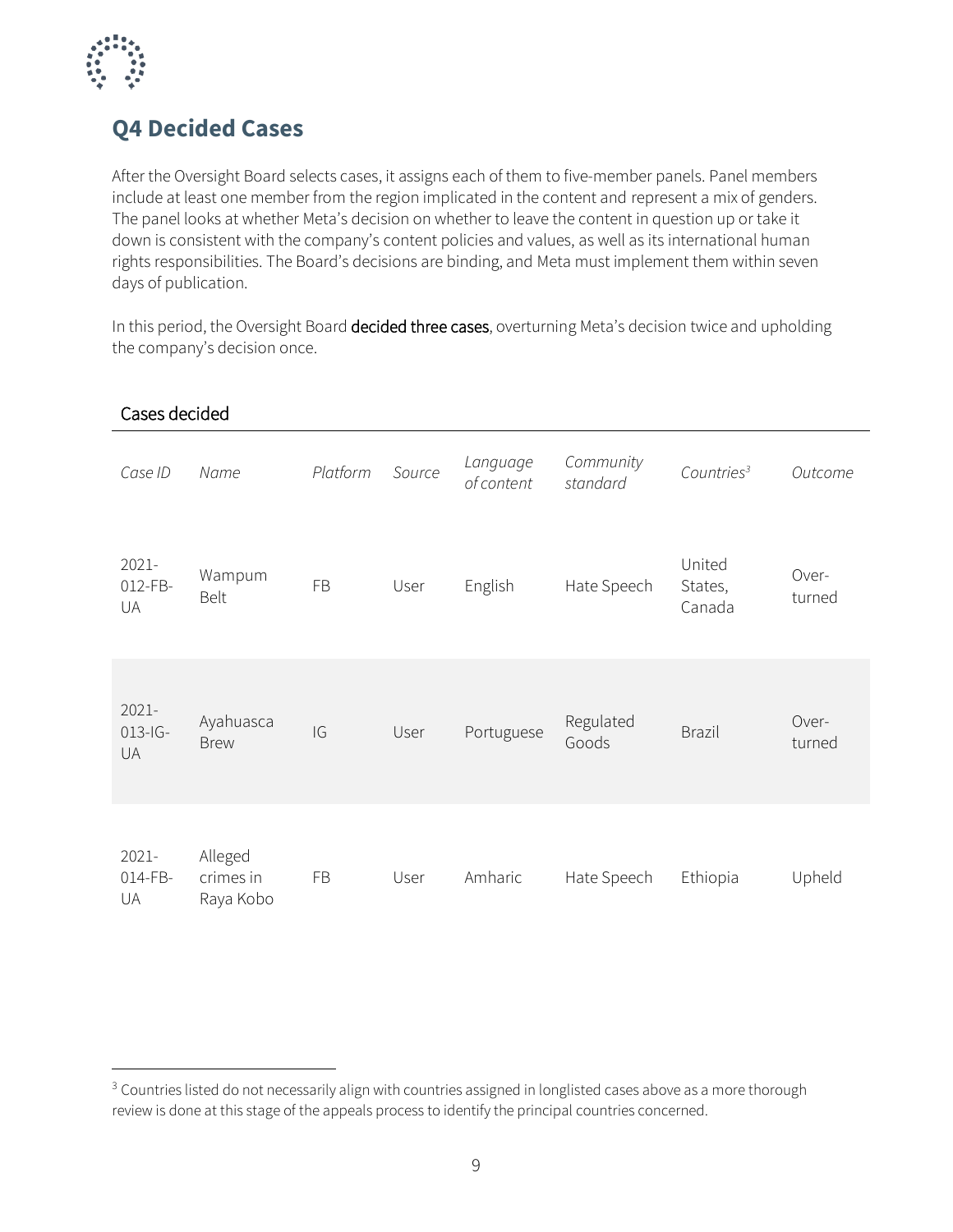## Q4 Decided Cases

After the Oversight Board selects cases, it assigns each of them to five-member panels. Panel members include at least one member from the region implicated in the content and represent a mix of genders. The panel looks at whether Meta's decision on whether to leave the content in question up or take it down is consistent with the company's content policies and values, as well as its international human rights responsibilities. The Board's decisions are binding, and Meta must implement them within seven days of publication.

In this period, the Oversight Board **decided three cases**, overturning Meta's decision twice and upholding the company's decision once.

Cases decided

| *Case ID* | *Name* | *Platform* | *Source* | *Language of content* | *Community standard* | *Countries*[3] | *Outcome* |
|---|---|---|---|---|---|---|---|
| 2021-012-FB-UA | Wampum Belt | FB | User | English | Hate Speech | United States, Canada | Over-turned |
| 2021-013-IG-UA | Ayahuasca Brew | IG | User | Portuguese | Regulated Goods | Brazil | Over-turned |
| 2021-014-FB-UA | Alleged crimes in Raya Kobo | FB | User | Amharic | Hate Speech | Ethiopia | Upheld |

[3] Countries listed do not necessarily align with countries assigned in longlisted cases above as a more thorough review is done at this stage of the appeals process to identify the principal countries concerned.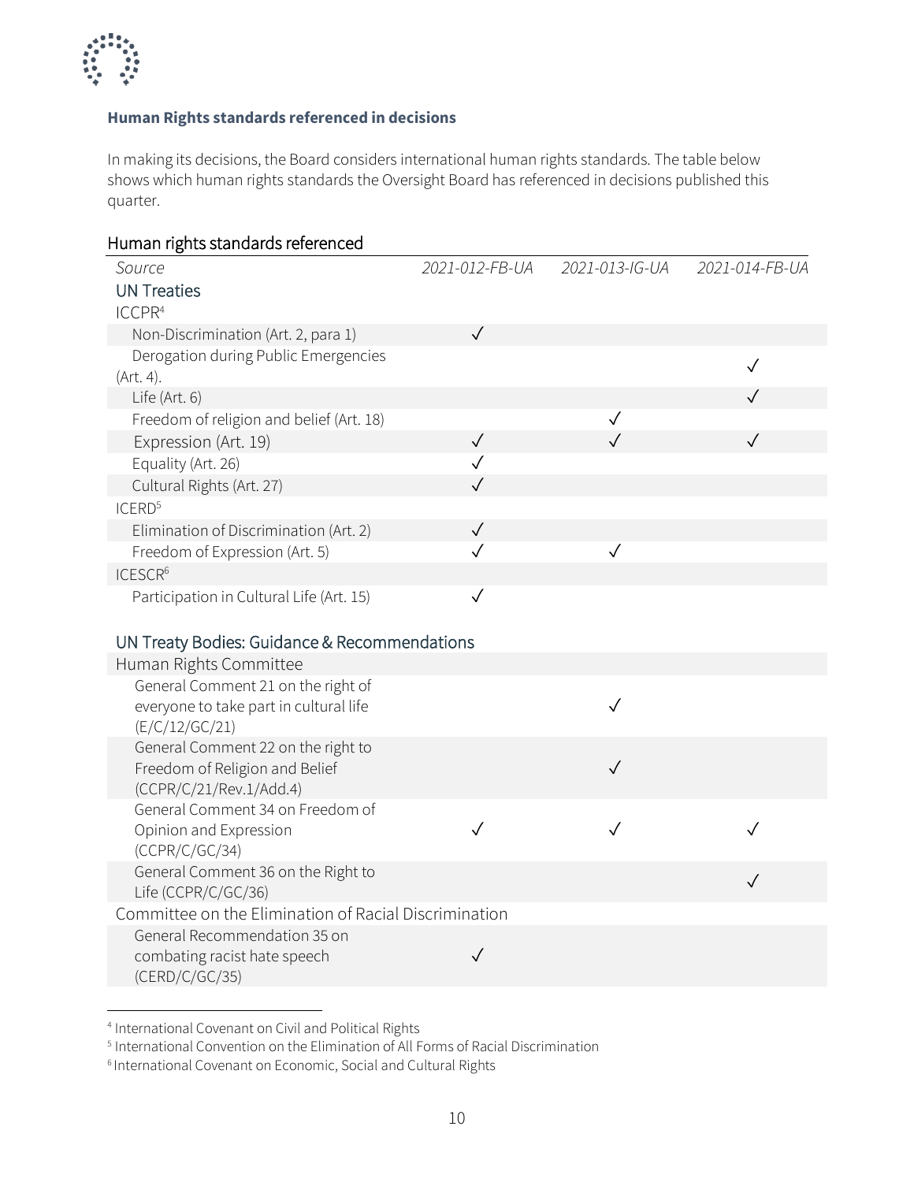**Human Rights standards referenced in decisions**

In making its decisions, the Board considers international human rights standards. The table below shows which human rights standards the Oversight Board has referenced in decisions published this quarter.

## Human rights standards referenced

| *Source* | *2021-012-FB-UA* | *2021-013-IG-UA* | *2021-014-FB-UA* |
|---|---|---|---|
| **UN Treaties** | | | |
| ICCPR[4] | | | |
| Non-Discrimination (Art. 2, para 1) | ✓ | | |
| Derogation during Public Emergencies (Art. 4). | | | ✓ |
| Life (Art. 6) | | | ✓ |
| Freedom of religion and belief (Art. 18) | | ✓ | |
| Expression (Art. 19) | ✓ | ✓ | ✓ |
| Equality (Art. 26) | ✓ | | |
| Cultural Rights (Art. 27) | ✓ | | |
| ICERD[5] | | | |
| Elimination of Discrimination (Art. 2) | ✓ | | |
| Freedom of Expression (Art. 5) | ✓ | ✓ | |
| ICESCR[6] | | | |
| Participation in Cultural Life (Art. 15) | ✓ | | |
| **UN Treaty Bodies: Guidance & Recommendations** | | | |
| Human Rights Committee | | | |
| General Comment 21 on the right of everyone to take part in cultural life (E/C/12/GC/21) | | ✓ | |
| General Comment 22 on the right to Freedom of Religion and Belief (CCPR/C/21/Rev.1/Add.4) | | ✓ | |
| General Comment 34 on Freedom of Opinion and Expression (CCPR/C/GC/34) | ✓ | ✓ | ✓ |
| General Comment 36 on the Right to Life (CCPR/C/GC/36) | | | ✓ |
| Committee on the Elimination of Racial Discrimination | | | |
| General Recommendation 35 on combating racist hate speech (CERD/C/GC/35) | ✓ | | |

[4] International Covenant on Civil and Political Rights

[5] International Convention on the Elimination of All Forms of Racial Discrimination

[6] International Covenant on Economic, Social and Cultural Rights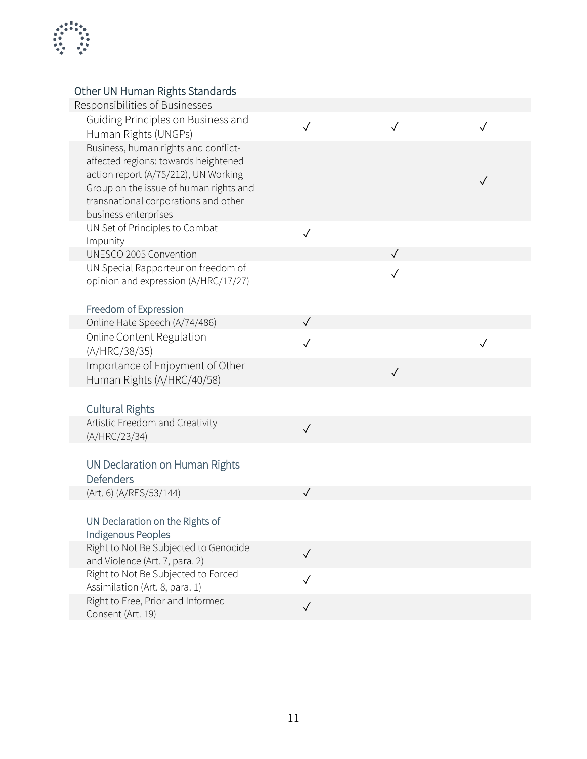| Other UN Human Rights Standards | | | |
|---|---|---|---|
| Responsibilities of Businesses | | | |
| Guiding Principles on Business and Human Rights (UNGPs) | ✓ | ✓ | ✓ |
| Business, human rights and conflict-affected regions: towards heightened action report (A/75/212), UN Working Group on the issue of human rights and transnational corporations and other business enterprises | | | ✓ |
| UN Set of Principles to Combat Impunity | ✓ | | |
| UNESCO 2005 Convention | | ✓ | |
| UN Special Rapporteur on freedom of opinion and expression (A/HRC/17/27) | | ✓ | |
| **Freedom of Expression** | | | |
| Online Hate Speech (A/74/486) | ✓ | | |
| Online Content Regulation (A/HRC/38/35) | ✓ | | ✓ |
| Importance of Enjoyment of Other Human Rights (A/HRC/40/58) | | ✓ | |
| **Cultural Rights** | | | |
| Artistic Freedom and Creativity (A/HRC/23/34) | ✓ | | |
| **UN Declaration on Human Rights Defenders** | | | |
| (Art. 6) (A/RES/53/144) | ✓ | | |
| **UN Declaration on the Rights of Indigenous Peoples** | | | |
| Right to Not Be Subjected to Genocide and Violence (Art. 7, para. 2) | ✓ | | |
| Right to Not Be Subjected to Forced Assimilation (Art. 8, para. 1) | ✓ | | |
| Right to Free, Prior and Informed Consent (Art. 19) | ✓ | | |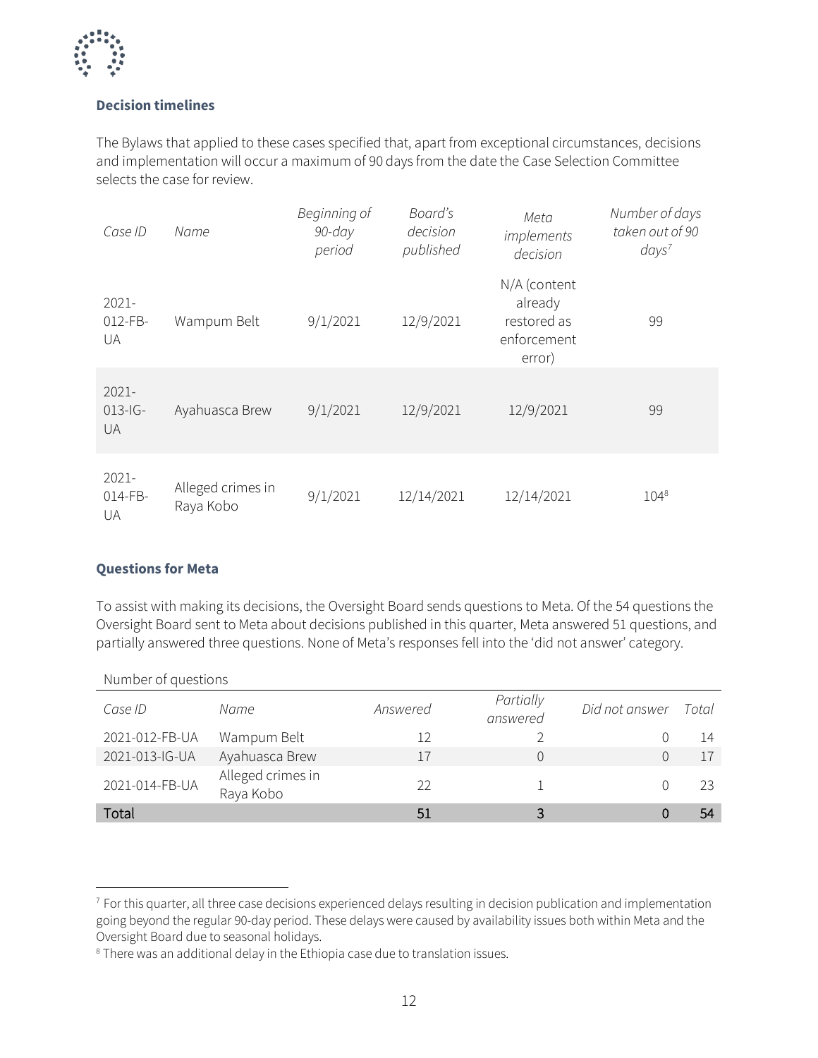### Decision timelines

The Bylaws that applied to these cases specified that, apart from exceptional circumstances, decisions and implementation will occur a maximum of 90 days from the date the Case Selection Committee selects the case for review.

| *Case ID* | *Name* | *Beginning of 90-day period* | *Board's decision published* | *Meta implements decision* | *Number of days taken out of 90 days*[7] |
|---|---|---|---|---|---|
| 2021-012-FB-UA | Wampum Belt | 9/1/2021 | 12/9/2021 | N/A (content already restored as enforcement error) | 99 |
| 2021-013-IG-UA | Ayahuasca Brew | 9/1/2021 | 12/9/2021 | 12/9/2021 | 99 |
| 2021-014-FB-UA | Alleged crimes in Raya Kobo | 9/1/2021 | 12/14/2021 | 12/14/2021 | 104[8] |

### Questions for Meta

To assist with making its decisions, the Oversight Board sends questions to Meta. Of the 54 questions the Oversight Board sent to Meta about decisions published in this quarter, Meta answered 51 questions, and partially answered three questions. None of Meta's responses fell into the 'did not answer' category.

Number of questions

| *Case ID* | *Name* | *Answered* | *Partially answered* | *Did not answer* | *Total* |
|---|---|---|---|---|---|
| 2021-012-FB-UA | Wampum Belt | 12 | 2 | 0 | 14 |
| 2021-013-IG-UA | Ayahuasca Brew | 17 | 0 | 0 | 17 |
| 2021-014-FB-UA | Alleged crimes in Raya Kobo | 22 | 1 | 0 | 23 |
| **Total** | | **51** | **3** | **0** | **54** |

[7] For this quarter, all three case decisions experienced delays resulting in decision publication and implementation going beyond the regular 90-day period. These delays were caused by availability issues both within Meta and the Oversight Board due to seasonal holidays.

[8] There was an additional delay in the Ethiopia case due to translation issues.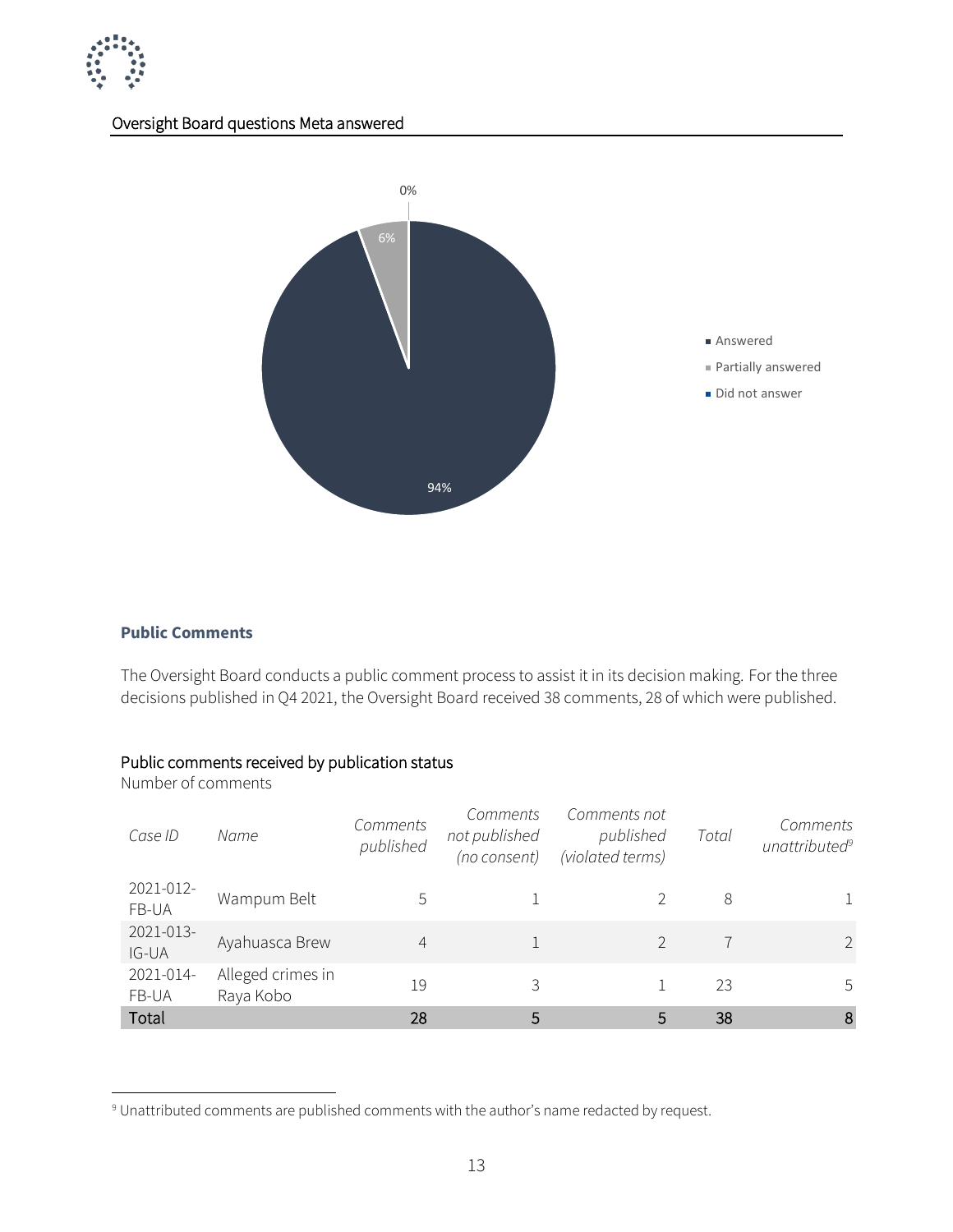Oversight Board questions Meta answered

0%

6%

94%

- Answered
- Partially answered
- Did not answer

### Public Comments

The Oversight Board conducts a public comment process to assist it in its decision making. For the three decisions published in Q4 2021, the Oversight Board received 38 comments, 28 of which were published.

Public comments received by publication status

Number of comments

| *Case ID* | *Name* | *Comments published* | *Comments not published (no consent)* | *Comments not published (violated terms)* | *Total* | *Comments unattributed*[9] |
|---|---|---|---|---|---|---|
| 2021-012-FB-UA | Wampum Belt | 5 | 1 | 2 | 8 | 1 |
| 2021-013-IG-UA | Ayahuasca Brew | 4 | 1 | 2 | 7 | 2 |
| 2021-014-FB-UA | Alleged crimes in Raya Kobo | 19 | 3 | 1 | 23 | 5 |
| Total | | 28 | 5 | 5 | 38 | 8 |

[9] Unattributed comments are published comments with the author's name redacted by request.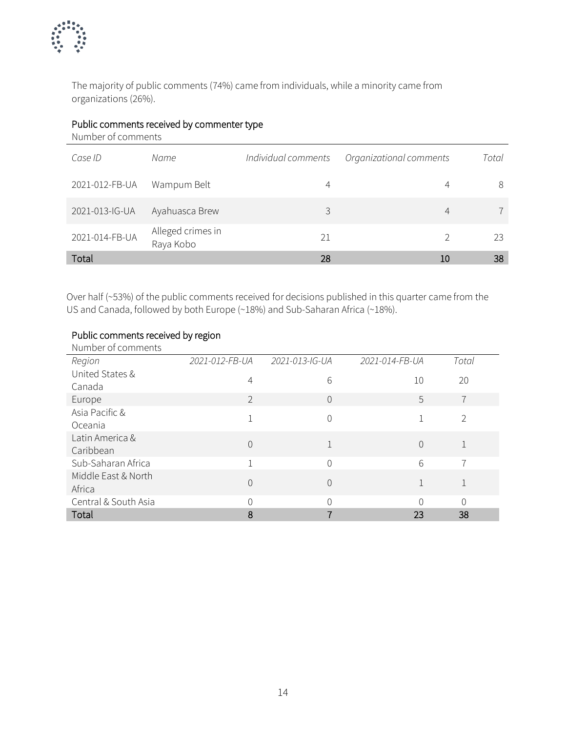The majority of public comments (74%) came from individuals, while a minority came from organizations (26%).

**Public comments received by commenter type**

Number of comments

| Case ID | Name | Individual comments | Organizational comments | Total |
|---|---|---|---|---|
| 2021-012-FB-UA | Wampum Belt | 4 | 4 | 8 |
| 2021-013-IG-UA | Ayahuasca Brew | 3 | 4 | 7 |
| 2021-014-FB-UA | Alleged crimes in Raya Kobo | 21 | 2 | 23 |
| **Total** | | **28** | **10** | **38** |

Over half (~53%) of the public comments received for decisions published in this quarter came from the US and Canada, followed by both Europe (~18%) and Sub-Saharan Africa (~18%).

**Public comments received by region**

Number of comments

| Region | 2021-012-FB-UA | 2021-013-IG-UA | 2021-014-FB-UA | Total |
|---|---|---|---|---|
| United States & Canada | 4 | 6 | 10 | 20 |
| Europe | 2 | 0 | 5 | 7 |
| Asia Pacific & Oceania | 1 | 0 | 1 | 2 |
| Latin America & Caribbean | 0 | 1 | 0 | 1 |
| Sub-Saharan Africa | 1 | 0 | 6 | 7 |
| Middle East & North Africa | 0 | 0 | 1 | 1 |
| Central & South Asia | 0 | 0 | 0 | 0 |
| **Total** | **8** | **7** | **23** | **38** |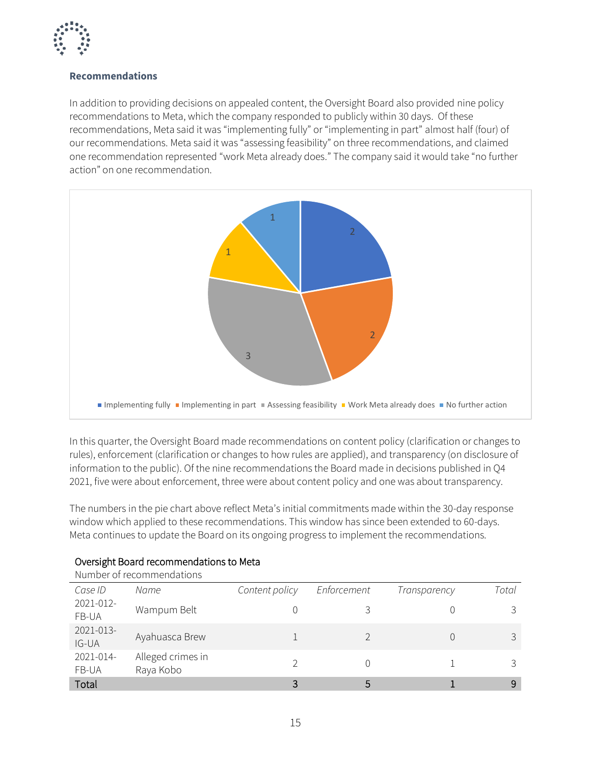## Recommendations

In addition to providing decisions on appealed content, the Oversight Board also provided nine policy recommendations to Meta, which the company responded to publicly within 30 days. Of these recommendations, Meta said it was "implementing fully" or "implementing in part" almost half (four) of our recommendations. Meta said it was "assessing feasibility" on three recommendations, and claimed one recommendation represented "work Meta already does." The company said it would take "no further action" on one recommendation.

| Response | Number of recommendations |
|---|---|
| Implementing fully | 2 |
| Implementing in part | 2 |
| Assessing feasibility | 3 |
| Work Meta already does | 1 |
| No further action | 1 |

In this quarter, the Oversight Board made recommendations on content policy (clarification or changes to rules), enforcement (clarification or changes to how rules are applied), and transparency (on disclosure of information to the public). Of the nine recommendations the Board made in decisions published in Q4 2021, five were about enforcement, three were about content policy and one was about transparency.

The numbers in the pie chart above reflect Meta's initial commitments made within the 30-day response window which applied to these recommendations. This window has since been extended to 60-days. Meta continues to update the Board on its ongoing progress to implement the recommendations.

Oversight Board recommendations to Meta

Number of recommendations

| *Case ID* | *Name* | *Content policy* | *Enforcement* | *Transparency* | *Total* |
|---|---|---|---|---|---|
| 2021-012-FB-UA | Wampum Belt | 0 | 3 | 0 | 3 |
| 2021-013-IG-UA | Ayahuasca Brew | 1 | 2 | 0 | 3 |
| 2021-014-FB-UA | Alleged crimes in Raya Kobo | 2 | 0 | 1 | 3 |
| Total | | 3 | 5 | 1 | 9 |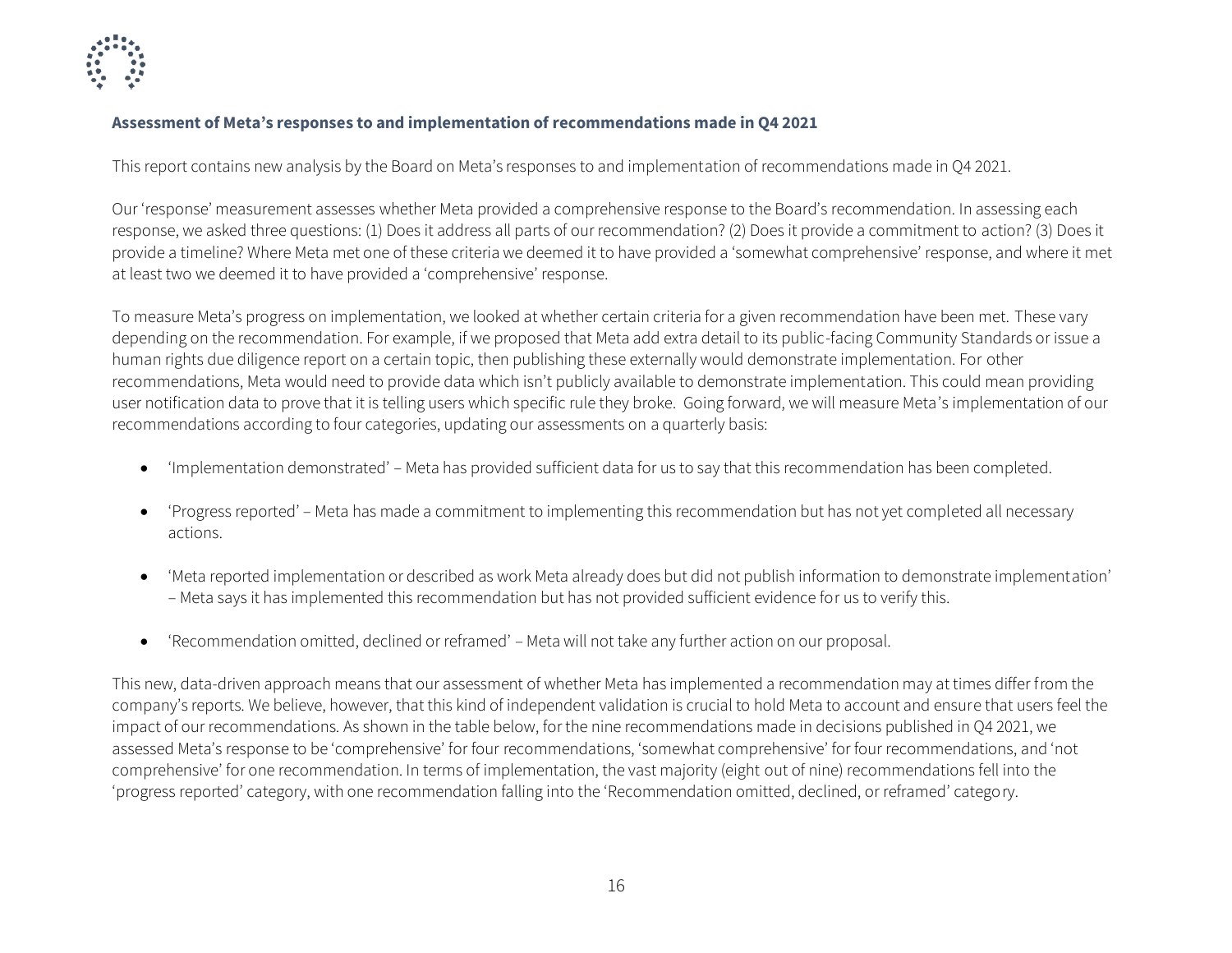**Assessment of Meta's responses to and implementation of recommendations made in Q4 2021**

This report contains new analysis by the Board on Meta's responses to and implementation of recommendations made in Q4 2021.

Our 'response' measurement assesses whether Meta provided a comprehensive response to the Board's recommendation. In assessing each response, we asked three questions: (1) Does it address all parts of our recommendation? (2) Does it provide a commitment to action? (3) Does it provide a timeline? Where Meta met one of these criteria we deemed it to have provided a 'somewhat comprehensive' response, and where it met at least two we deemed it to have provided a 'comprehensive' response.

To measure Meta's progress on implementation, we looked at whether certain criteria for a given recommendation have been met. These vary depending on the recommendation. For example, if we proposed that Meta add extra detail to its public-facing Community Standards or issue a human rights due diligence report on a certain topic, then publishing these externally would demonstrate implementation. For other recommendations, Meta would need to provide data which isn't publicly available to demonstrate implementation. This could mean providing user notification data to prove that it is telling users which specific rule they broke. Going forward, we will measure Meta's implementation of our recommendations according to four categories, updating our assessments on a quarterly basis:

- 'Implementation demonstrated' – Meta has provided sufficient data for us to say that this recommendation has been completed.
- 'Progress reported' – Meta has made a commitment to implementing this recommendation but has not yet completed all necessary actions.
- 'Meta reported implementation or described as work Meta already does but did not publish information to demonstrate implementation' – Meta says it has implemented this recommendation but has not provided sufficient evidence for us to verify this.
- 'Recommendation omitted, declined or reframed' – Meta will not take any further action on our proposal.

This new, data-driven approach means that our assessment of whether Meta has implemented a recommendation may at times differ from the company's reports. We believe, however, that this kind of independent validation is crucial to hold Meta to account and ensure that users feel the impact of our recommendations. As shown in the table below, for the nine recommendations made in decisions published in Q4 2021, we assessed Meta's response to be 'comprehensive' for four recommendations, 'somewhat comprehensive' for four recommendations, and 'not comprehensive' for one recommendation. In terms of implementation, the vast majority (eight out of nine) recommendations fell into the 'progress reported' category, with one recommendation falling into the 'Recommendation omitted, declined, or reframed' category.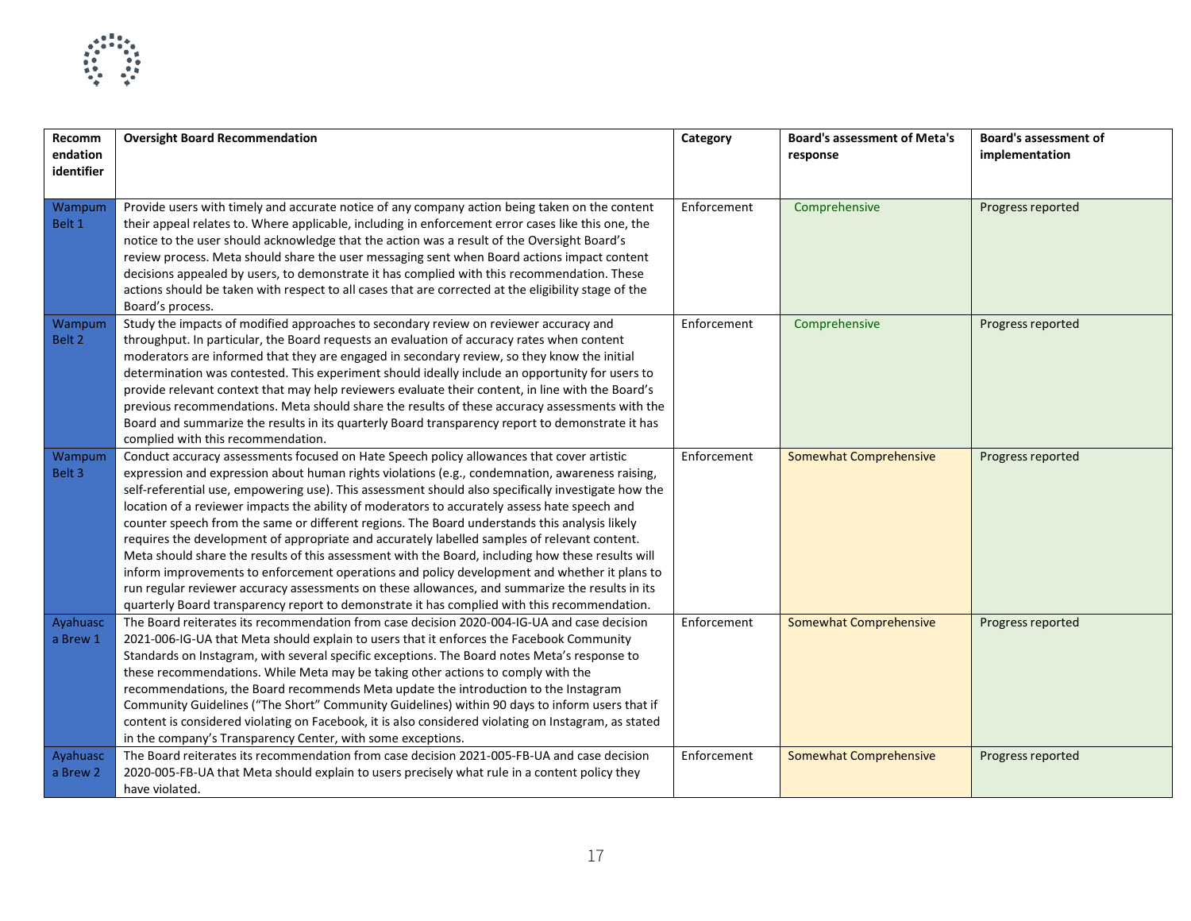| Recommendation identifier | Oversight Board Recommendation | Category | Board's assessment of Meta's response | Board's assessment of implementation |
|---|---|---|---|---|
| Wampum Belt 1 | Provide users with timely and accurate notice of any company action being taken on the content their appeal relates to. Where applicable, including in enforcement error cases like this one, the notice to the user should acknowledge that the action was a result of the Oversight Board's review process. Meta should share the user messaging sent when Board actions impact content decisions appealed by users, to demonstrate it has complied with this recommendation. These actions should be taken with respect to all cases that are corrected at the eligibility stage of the Board's process. | Enforcement | Comprehensive | Progress reported |
| Wampum Belt 2 | Study the impacts of modified approaches to secondary review on reviewer accuracy and throughput. In particular, the Board requests an evaluation of accuracy rates when content moderators are informed that they are engaged in secondary review, so they know the initial determination was contested. This experiment should ideally include an opportunity for users to provide relevant context that may help reviewers evaluate their content, in line with the Board's previous recommendations. Meta should share the results of these accuracy assessments with the Board and summarize the results in its quarterly Board transparency report to demonstrate it has complied with this recommendation. | Enforcement | Comprehensive | Progress reported |
| Wampum Belt 3 | Conduct accuracy assessments focused on Hate Speech policy allowances that cover artistic expression and expression about human rights violations (e.g., condemnation, awareness raising, self-referential use, empowering use). This assessment should also specifically investigate how the location of a reviewer impacts the ability of moderators to accurately assess hate speech and counter speech from the same or different regions. The Board understands this analysis likely requires the development of appropriate and accurately labelled samples of relevant content. Meta should share the results of this assessment with the Board, including how these results will inform improvements to enforcement operations and policy development and whether it plans to run regular reviewer accuracy assessments on these allowances, and summarize the results in its quarterly Board transparency report to demonstrate it has complied with this recommendation. | Enforcement | Somewhat Comprehensive | Progress reported |
| Ayahuasca Brew 1 | The Board reiterates its recommendation from case decision 2020-004-IG-UA and case decision 2021-006-IG-UA that Meta should explain to users that it enforces the Facebook Community Standards on Instagram, with several specific exceptions. The Board notes Meta's response to these recommendations. While Meta may be taking other actions to comply with the recommendations, the Board recommends Meta update the introduction to the Instagram Community Guidelines ("The Short" Community Guidelines) within 90 days to inform users that if content is considered violating on Facebook, it is also considered violating on Instagram, as stated in the company's Transparency Center, with some exceptions. | Enforcement | Somewhat Comprehensive | Progress reported |
| Ayahuasca Brew 2 | The Board reiterates its recommendation from case decision 2021-005-FB-UA and case decision 2020-005-FB-UA that Meta should explain to users precisely what rule in a content policy they have violated. | Enforcement | Somewhat Comprehensive | Progress reported |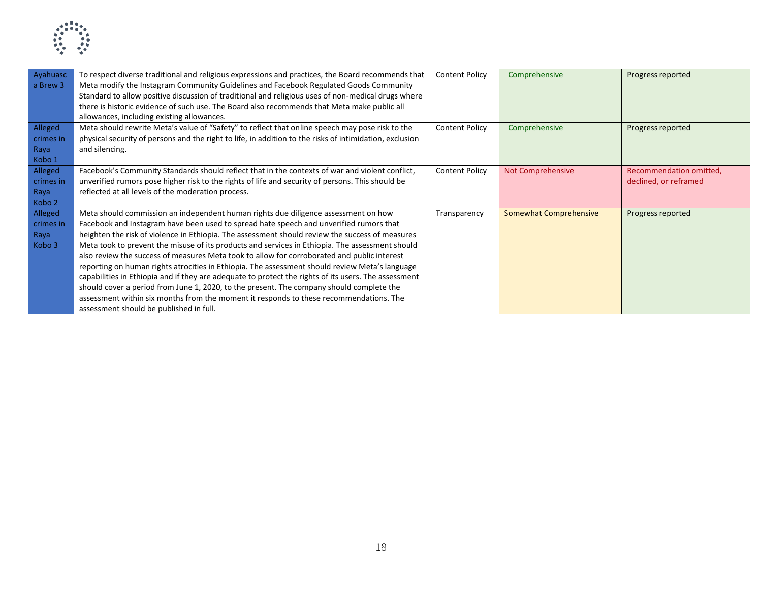| | | | | |
|---|---|---|---|---|
| Ayahuasca Brew 3 | To respect diverse traditional and religious expressions and practices, the Board recommends that Meta modify the Instagram Community Guidelines and Facebook Regulated Goods Community Standard to allow positive discussion of traditional and religious uses of non-medical drugs where there is historic evidence of such use. The Board also recommends that Meta make public all allowances, including existing allowances. | Content Policy | Comprehensive | Progress reported |
| Alleged crimes in Raya Kobo 1 | Meta should rewrite Meta's value of "Safety" to reflect that online speech may pose risk to the physical security of persons and the right to life, in addition to the risks of intimidation, exclusion and silencing. | Content Policy | Comprehensive | Progress reported |
| Alleged crimes in Raya Kobo 2 | Facebook's Community Standards should reflect that in the contexts of war and violent conflict, unverified rumors pose higher risk to the rights of life and security of persons. This should be reflected at all levels of the moderation process. | Content Policy | Not Comprehensive | Recommendation omitted, declined, or reframed |
| Alleged crimes in Raya Kobo 3 | Meta should commission an independent human rights due diligence assessment on how Facebook and Instagram have been used to spread hate speech and unverified rumors that heighten the risk of violence in Ethiopia. The assessment should review the success of measures Meta took to prevent the misuse of its products and services in Ethiopia. The assessment should also review the success of measures Meta took to allow for corroborated and public interest reporting on human rights atrocities in Ethiopia. The assessment should review Meta's language capabilities in Ethiopia and if they are adequate to protect the rights of its users. The assessment should cover a period from June 1, 2020, to the present. The company should complete the assessment within six months from the moment it responds to these recommendations. The assessment should be published in full. | Transparency | Somewhat Comprehensive | Progress reported |